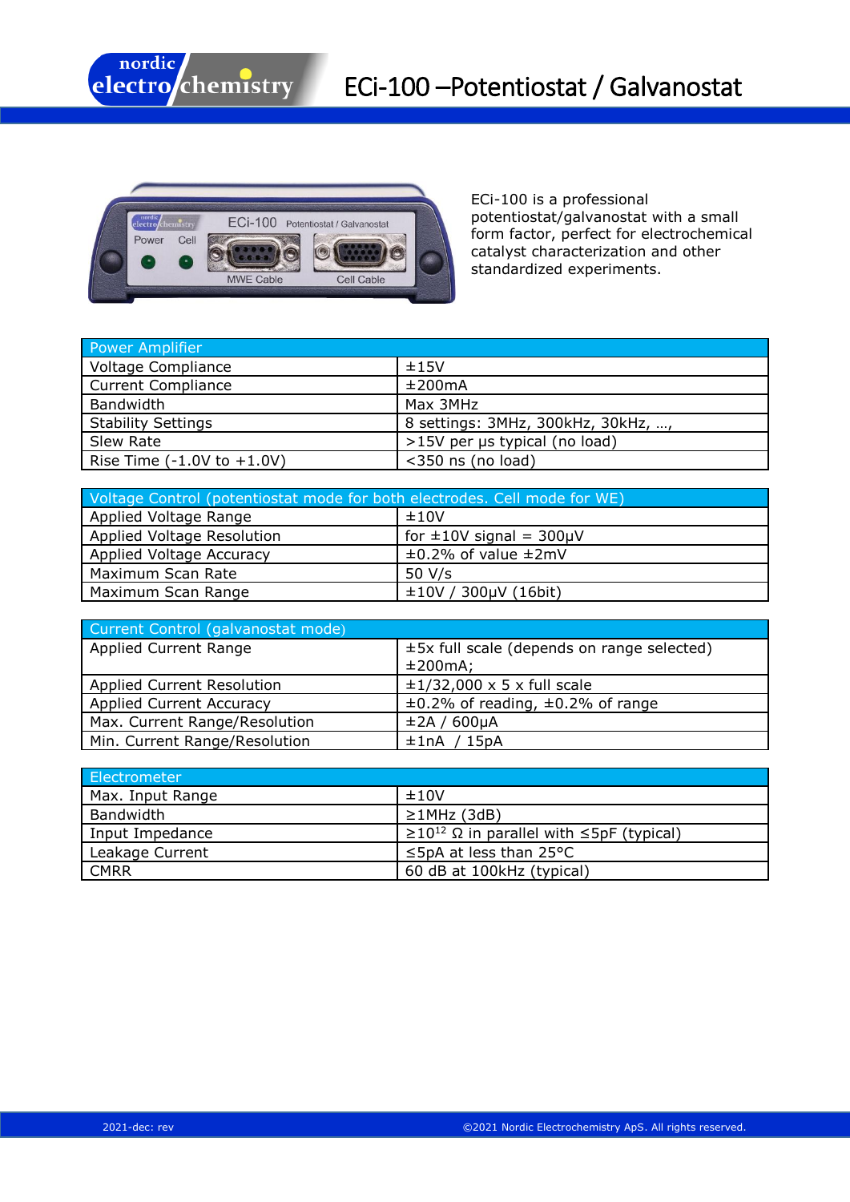# ECi-100 –Potentiostat / Galvanostat

ECi-100 is a professional potentiostat/galvanostat with a small form factor, perfect for electrochemical catalyst characterization and other standardized experiments.

| Power Amplifier | |
|---|---|
| Voltage Compliance | ±15V |
| Current Compliance | ±200mA |
| Bandwidth | Max 3MHz |
| Stability Settings | 8 settings: 3MHz, 300kHz, 30kHz, …, |
| Slew Rate | >15V per µs typical (no load) |
| Rise Time (-1.0V to +1.0V) | <350 ns (no load) |

| Voltage Control (potentiostat mode for both electrodes. Cell mode for WE) | |
|---|---|
| Applied Voltage Range | ±10V |
| Applied Voltage Resolution | for ±10V signal = 300µV |
| Applied Voltage Accuracy | ±0.2% of value ±2mV |
| Maximum Scan Rate | 50 V/s |
| Maximum Scan Range | ±10V / 300µV (16bit) |

| Current Control (galvanostat mode) | |
|---|---|
| Applied Current Range | ±5x full scale (depends on range selected) ±200mA; |
| Applied Current Resolution | ±1/32,000 x 5 x full scale |
| Applied Current Accuracy | ±0.2% of reading, ±0.2% of range |
| Max. Current Range/Resolution | ±2A / 600µA |
| Min. Current Range/Resolution | ±1nA / 15pA |

| Electrometer | |
|---|---|
| Max. Input Range | ±10V |
| Bandwidth | ≥1MHz (3dB) |
| Input Impedance | ≥$10^{12}$ Ω in parallel with ≤5pF (typical) |
| Leakage Current | ≤5pA at less than 25°C |
| CMRR | 60 dB at 100kHz (typical) |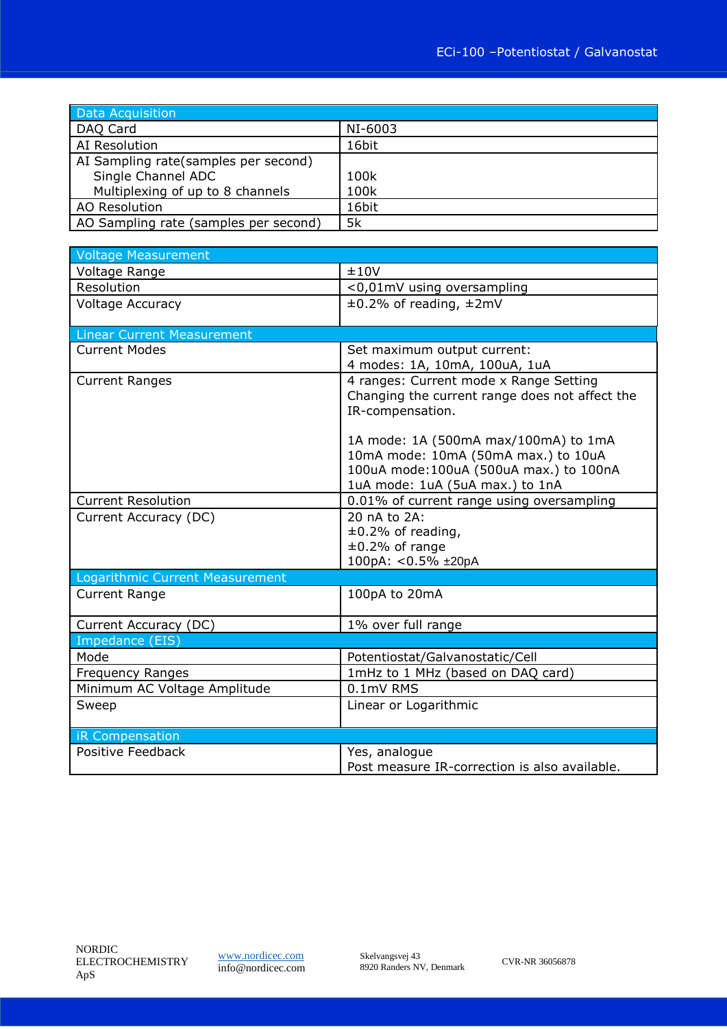| Data Acquisition | |
|---|---|
| DAQ Card | NI-6003 |
| AI Resolution | 16bit |
| AI Sampling rate(samples per second)<br>Single Channel ADC<br>Multiplexing of up to 8 channels | <br>100k<br>100k |
| AO Resolution | 16bit |
| AO Sampling rate (samples per second) | 5k |

| Voltage Measurement | |
|---|---|
| Voltage Range | ±10V |
| Resolution | <0,01mV using oversampling |
| Voltage Accuracy | ±0.2% of reading, ±2mV |
| **Linear Current Measurement** | |
| Current Modes | Set maximum output current:<br>4 modes: 1A, 10mA, 100uA, 1uA |
| Current Ranges | 4 ranges: Current mode x Range Setting<br>Changing the current range does not affect the IR-compensation.<br><br>1A mode: 1A (500mA max/100mA) to 1mA<br>10mA mode: 10mA (50mA max.) to 10uA<br>100uA mode:100uA (500uA max.) to 100nA<br>1uA mode: 1uA (5uA max.) to 1nA |
| Current Resolution | 0.01% of current range using oversampling |
| Current Accuracy (DC) | 20 nA to 2A:<br>±0.2% of reading,<br>±0.2% of range<br>100pA: <0.5% ±20pA |
| **Logarithmic Current Measurement** | |
| Current Range | 100pA to 20mA |
| Current Accuracy (DC) | 1% over full range |
| **Impedance (EIS)** | |
| Mode | Potentiostat/Galvanostatic/Cell |
| Frequency Ranges | 1mHz to 1 MHz (based on DAQ card) |
| Minimum AC Voltage Amplitude | 0.1mV RMS |
| Sweep | Linear or Logarithmic |
| **iR Compensation** | |
| Positive Feedback | Yes, analogue<br>Post measure IR-correction is also available. |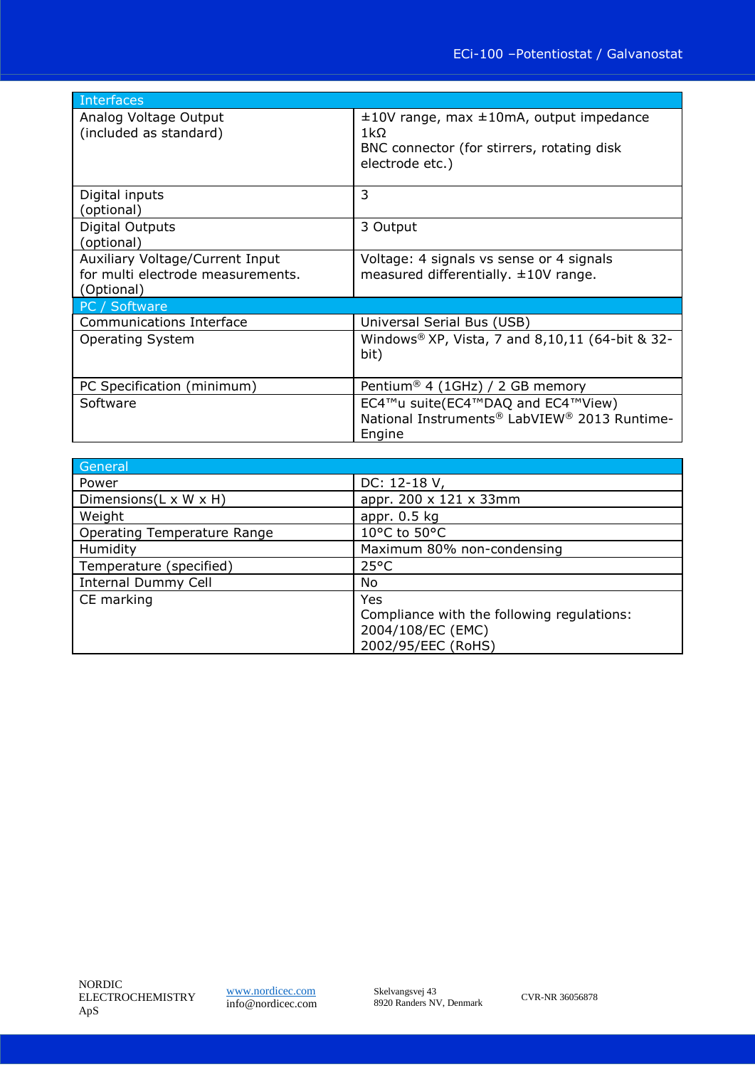| Interfaces | |
|---|---|
| Analog Voltage Output (included as standard) | ±10V range, max ±10mA, output impedance 1kΩ BNC connector (for stirrers, rotating disk electrode etc.) |
| Digital inputs (optional) | 3 |
| Digital Outputs (optional) | 3 Output |
| Auxiliary Voltage/Current Input for multi electrode measurements. (Optional) | Voltage: 4 signals vs sense or 4 signals measured differentially. ±10V range. |
| **PC / Software** | |
| Communications Interface | Universal Serial Bus (USB) |
| Operating System | Windows® XP, Vista, 7 and 8,10,11 (64-bit & 32-bit) |
| PC Specification (minimum) | Pentium® 4 (1GHz) / 2 GB memory |
| Software | EC4™u suite(EC4™DAQ and EC4™View) National Instruments® LabVIEW® 2013 Runtime-Engine |

| General | |
|---|---|
| Power | DC: 12-18 V, |
| Dimensions(L x W x H) | appr. 200 x 121 x 33mm |
| Weight | appr. 0.5 kg |
| Operating Temperature Range | 10°C to 50°C |
| Humidity | Maximum 80% non-condensing |
| Temperature (specified) | 25°C |
| Internal Dummy Cell | No |
| CE marking | Yes Compliance with the following regulations: 2004/108/EC (EMC) 2002/95/EEC (RoHS) |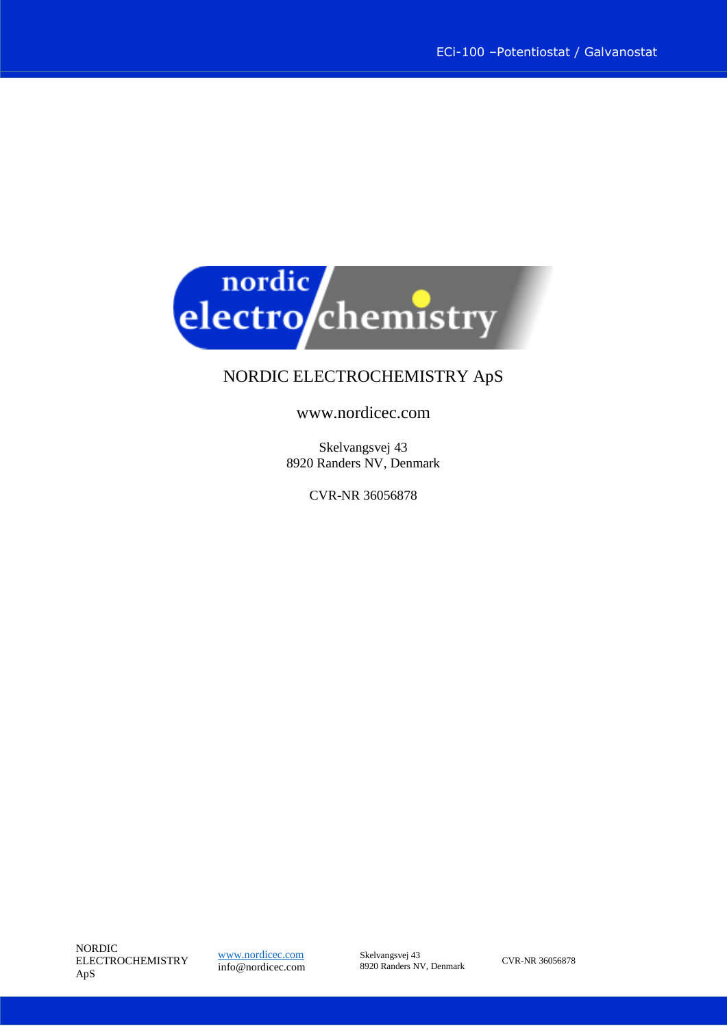NORDIC ELECTROCHEMISTRY ApS

www.nordicec.com

Skelvangsvej 43
8920 Randers NV, Denmark

CVR-NR 36056878